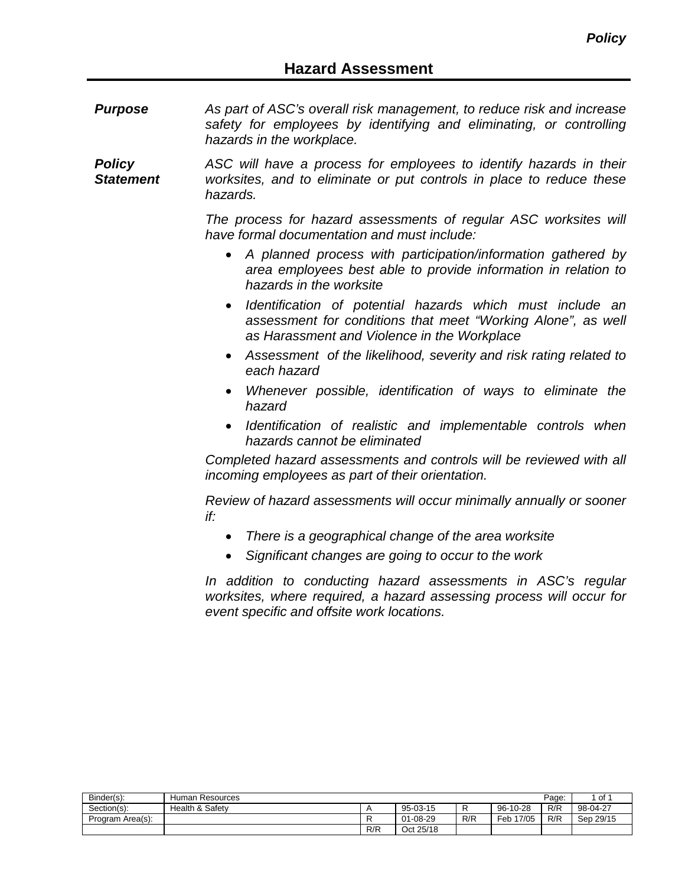*Policy*

# Hazard Assessment

***Purpose***

*As part of ASC's overall risk management, to reduce risk and increase safety for employees by identifying and eliminating, or controlling hazards in the workplace.*

***Policy Statement***

*ASC will have a process for employees to identify hazards in their worksites, and to eliminate or put controls in place to reduce these hazards.*

*The process for hazard assessments of regular ASC worksites will have formal documentation and must include:*

- *A planned process with participation/information gathered by area employees best able to provide information in relation to hazards in the worksite*
- *Identification of potential hazards which must include an assessment for conditions that meet "Working Alone", as well as Harassment and Violence in the Workplace*
- *Assessment of the likelihood, severity and risk rating related to each hazard*
- *Whenever possible, identification of ways to eliminate the hazard*
- *Identification of realistic and implementable controls when hazards cannot be eliminated*

*Completed hazard assessments and controls will be reviewed with all incoming employees as part of their orientation.*

*Review of hazard assessments will occur minimally annually or sooner if:*

- *There is a geographical change of the area worksite*
- *Significant changes are going to occur to the work*

*In addition to conducting hazard assessments in ASC's regular worksites, where required, a hazard assessing process will occur for event specific and offsite work locations.*

| Binder(s): | Human Resources | | | | | Page: | 1 of 1 |
|---|---|---|---|---|---|---|---|
| Section(s): | Health & Safety | A | 95-03-15 | R | 96-10-28 | R/R | 98-04-27 |
| Program Area(s): | | R | 01-08-29 | R/R | Feb 17/05 | R/R | Sep 29/15 |
| | | R/R | Oct 25/18 | | | | |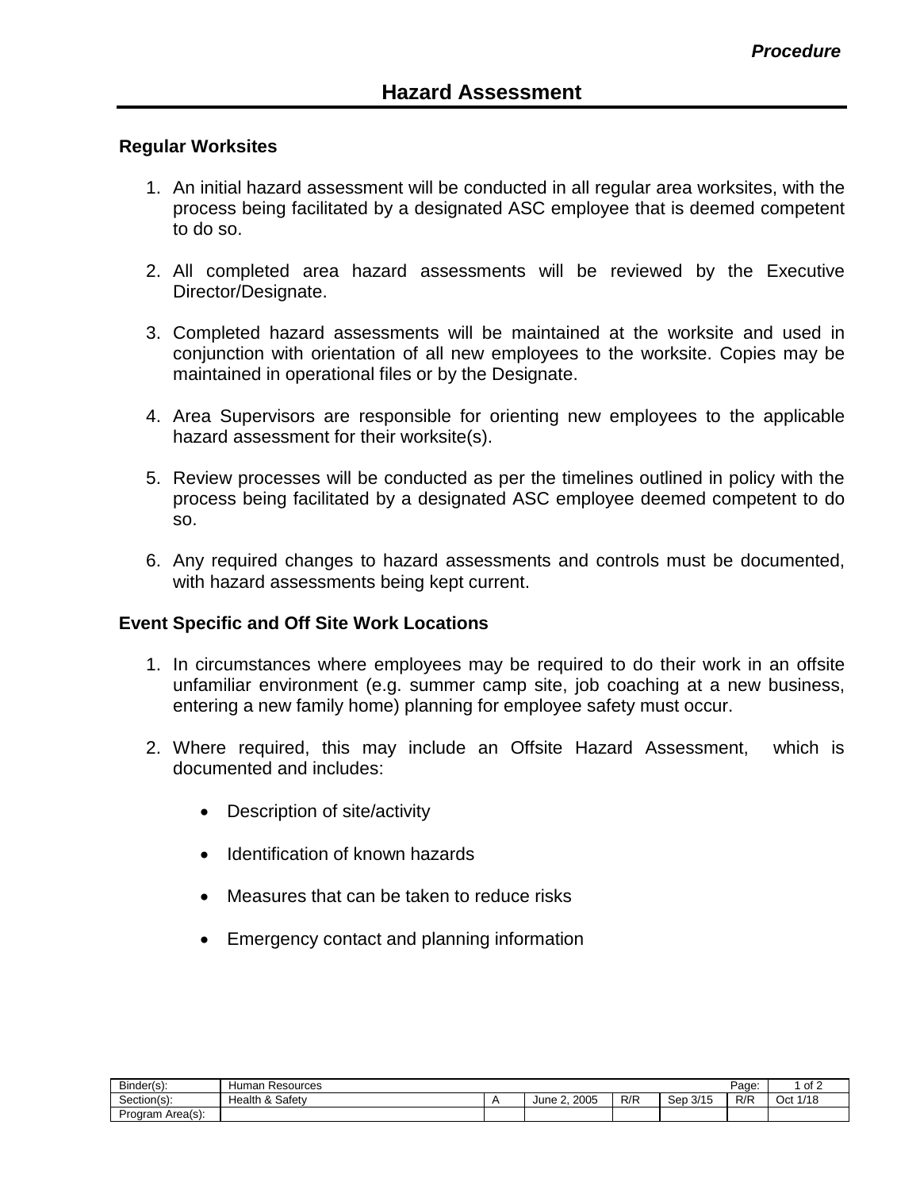# Hazard Assessment

### Regular Worksites

1. An initial hazard assessment will be conducted in all regular area worksites, with the process being facilitated by a designated ASC employee that is deemed competent to do so.

2. All completed area hazard assessments will be reviewed by the Executive Director/Designate.

3. Completed hazard assessments will be maintained at the worksite and used in conjunction with orientation of all new employees to the worksite. Copies may be maintained in operational files or by the Designate.

4. Area Supervisors are responsible for orienting new employees to the applicable hazard assessment for their worksite(s).

5. Review processes will be conducted as per the timelines outlined in policy with the process being facilitated by a designated ASC employee deemed competent to do so.

6. Any required changes to hazard assessments and controls must be documented, with hazard assessments being kept current.

### Event Specific and Off Site Work Locations

1. In circumstances where employees may be required to do their work in an offsite unfamiliar environment (e.g. summer camp site, job coaching at a new business, entering a new family home) planning for employee safety must occur.

2. Where required, this may include an Offsite Hazard Assessment, which is documented and includes:

   - Description of site/activity
   - Identification of known hazards
   - Measures that can be taken to reduce risks
   - Emergency contact and planning information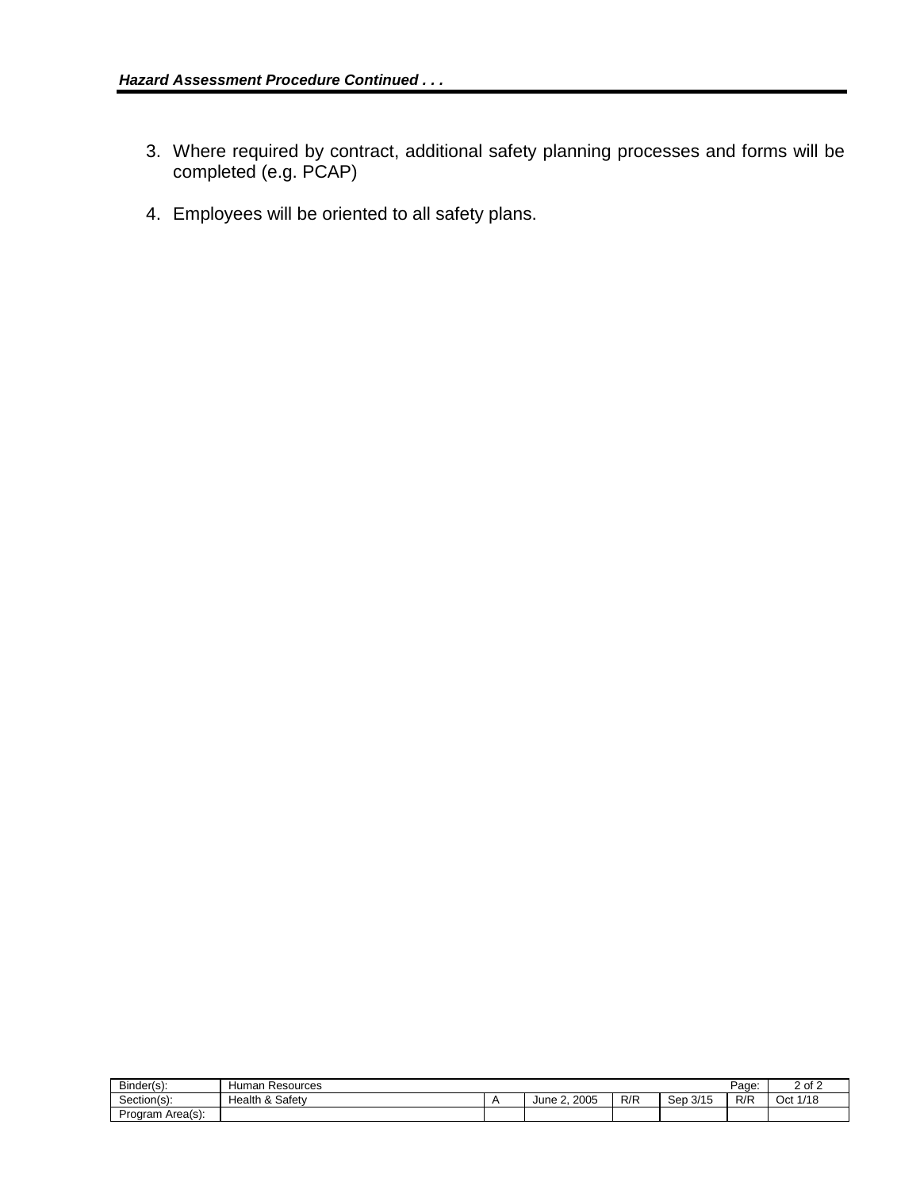3. Where required by contract, additional safety planning processes and forms will be completed (e.g. PCAP)
4. Employees will be oriented to all safety plans.